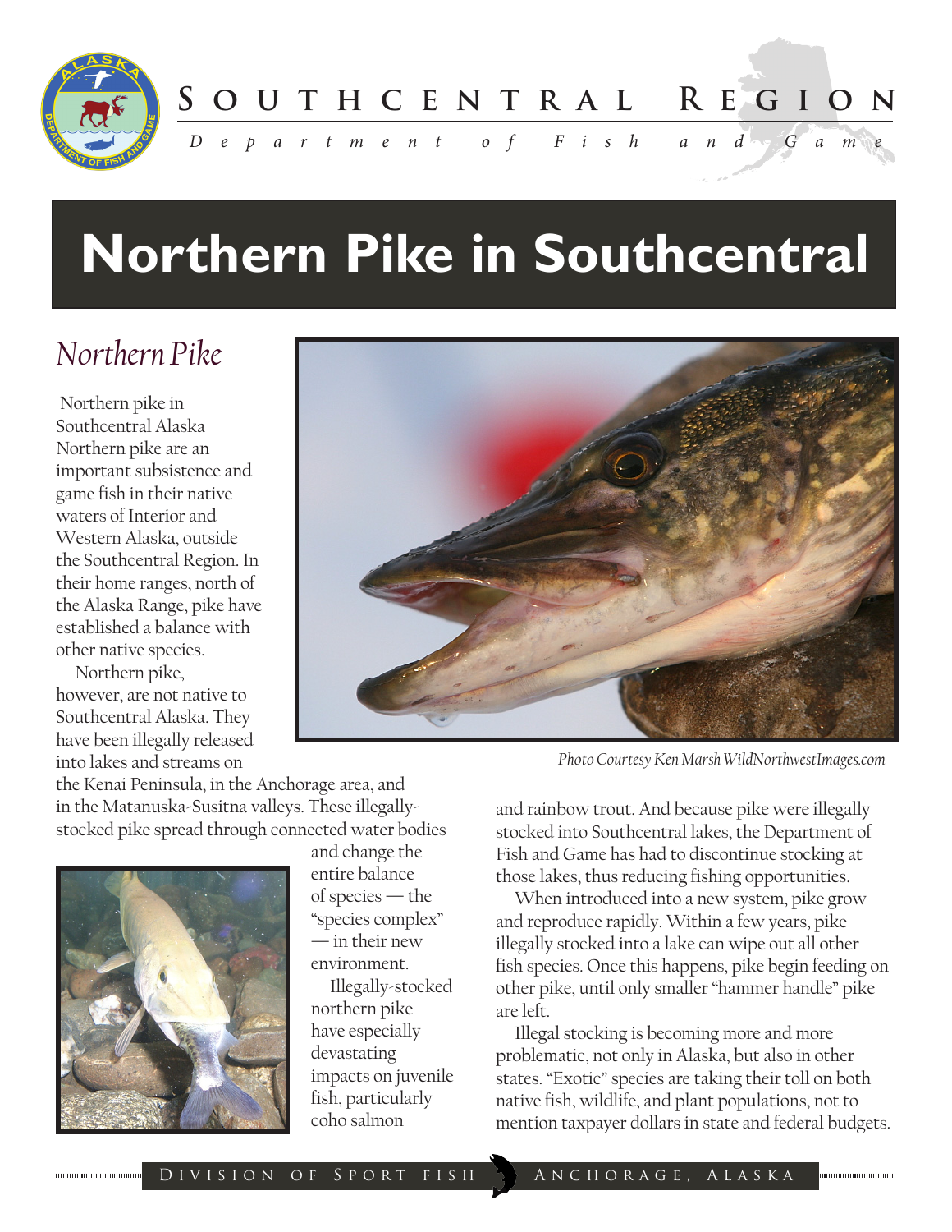# Northern Pike in Southcentral

## Northern Pike

Northern pike in Southcentral Alaska Northern pike are an important subsistence and game fish in their native waters of Interior and Western Alaska, outside the Southcentral Region. In their home ranges, north of the Alaska Range, pike have established a balance with other native species.

Northern pike, however, are not native to Southcentral Alaska. They have been illegally released into lakes and streams on the Kenai Peninsula, in the Anchorage area, and in the Matanuska-Susitna valleys. These illegally-stocked pike spread through connected water bodies and change the entire balance of species — the "species complex" — in their new environment.

*Photo Courtesy Ken Marsh WildNorthwestImages.com*

Illegally-stocked northern pike have especially devastating impacts on juvenile fish, particularly coho salmon and rainbow trout. And because pike were illegally stocked into Southcentral lakes, the Department of Fish and Game has had to discontinue stocking at those lakes, thus reducing fishing opportunities.

When introduced into a new system, pike grow and reproduce rapidly. Within a few years, pike illegally stocked into a lake can wipe out all other fish species. Once this happens, pike begin feeding on other pike, until only smaller "hammer handle" pike are left.

Illegal stocking is becoming more and more problematic, not only in Alaska, but also in other states. "Exotic" species are taking their toll on both native fish, wildlife, and plant populations, not to mention taxpayer dollars in state and federal budgets.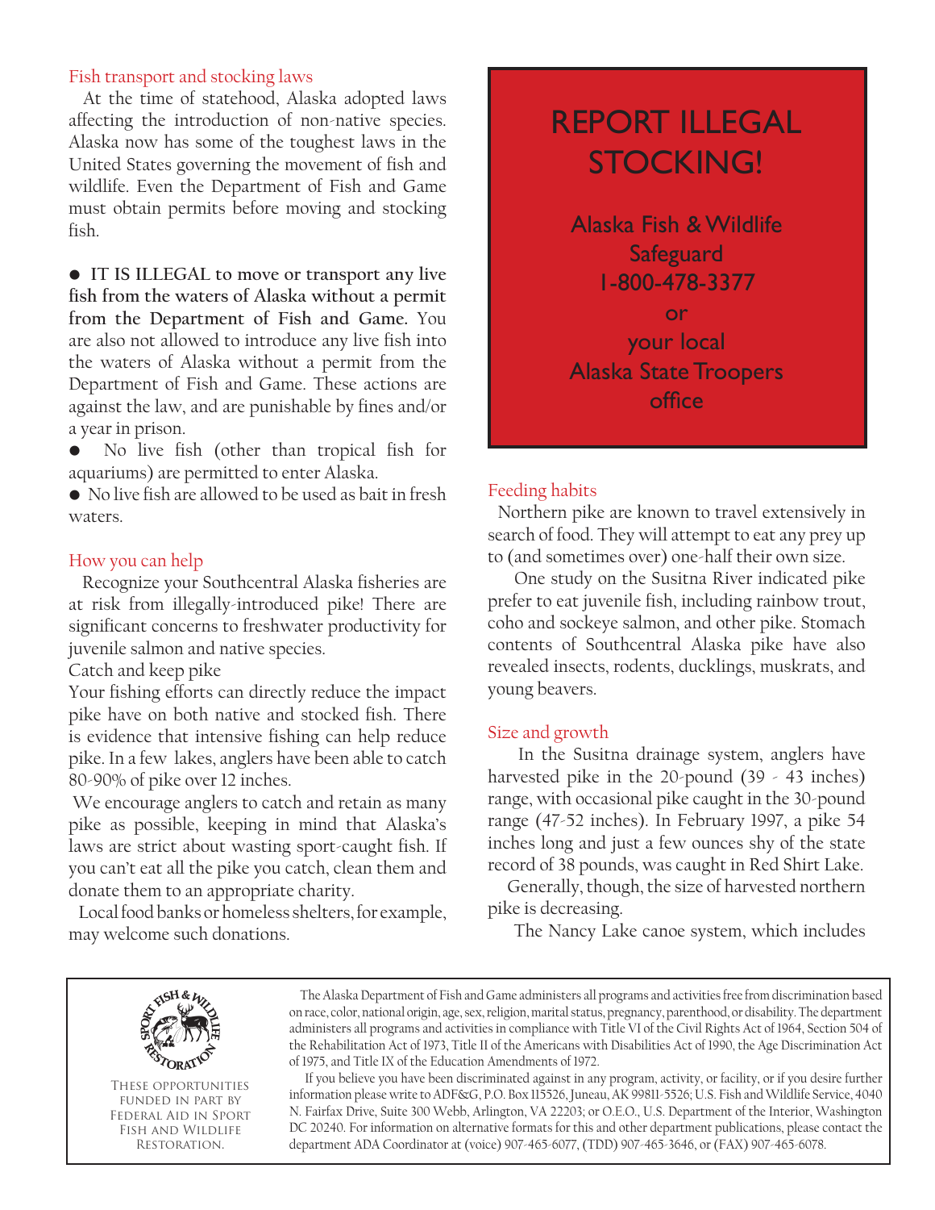## Fish transport and stocking laws

At the time of statehood, Alaska adopted laws affecting the introduction of non-native species. Alaska now has some of the toughest laws in the United States governing the movement of fish and wildlife. Even the Department of Fish and Game must obtain permits before moving and stocking fish.

- **IT IS ILLEGAL to move or transport any live fish from the waters of Alaska without a permit from the Department of Fish and Game.** You are also not allowed to introduce any live fish into the waters of Alaska without a permit from the Department of Fish and Game. These actions are against the law, and are punishable by fines and/or a year in prison.
- No live fish (other than tropical fish for aquariums) are permitted to enter Alaska.
- No live fish are allowed to be used as bait in fresh waters.

## How you can help

Recognize your Southcentral Alaska fisheries are at risk from illegally-introduced pike! There are significant concerns to freshwater productivity for juvenile salmon and native species.

Catch and keep pike

Your fishing efforts can directly reduce the impact pike have on both native and stocked fish. There is evidence that intensive fishing can help reduce pike. In a few lakes, anglers have been able to catch 80-90% of pike over 12 inches.

We encourage anglers to catch and retain as many pike as possible, keeping in mind that Alaska's laws are strict about wasting sport-caught fish. If you can't eat all the pike you catch, clean them and donate them to an appropriate charity.

Local food banks or homeless shelters, for example, may welcome such donations.

## REPORT ILLEGAL STOCKING!

Alaska Fish & Wildlife Safeguard
1-800-478-3377
or
your local
Alaska State Troopers
office

## Feeding habits

Northern pike are known to travel extensively in search of food. They will attempt to eat any prey up to (and sometimes over) one-half their own size.

One study on the Susitna River indicated pike prefer to eat juvenile fish, including rainbow trout, coho and sockeye salmon, and other pike. Stomach contents of Southcentral Alaska pike have also revealed insects, rodents, ducklings, muskrats, and young beavers.

## Size and growth

In the Susitna drainage system, anglers have harvested pike in the 20-pound (39 - 43 inches) range, with occasional pike caught in the 30-pound range (47-52 inches). In February 1997, a pike 54 inches long and just a few ounces shy of the state record of 38 pounds, was caught in Red Shirt Lake.

Generally, though, the size of harvested northern pike is decreasing.

The Nancy Lake canoe system, which includes

---

These opportunities funded in part by Federal Aid in Sport Fish and Wildlife Restoration.

The Alaska Department of Fish and Game administers all programs and activities free from discrimination based on race, color, national origin, age, sex, religion, marital status, pregnancy, parenthood, or disability. The department administers all programs and activities in compliance with Title VI of the Civil Rights Act of 1964, Section 504 of the Rehabilitation Act of 1973, Title II of the Americans with Disabilities Act of 1990, the Age Discrimination Act of 1975, and Title IX of the Education Amendments of 1972.

If you believe you have been discriminated against in any program, activity, or facility, or if you desire further information please write to ADF&G, P.O. Box 115526, Juneau, AK 99811-5526; U.S. Fish and Wildlife Service, 4040 N. Fairfax Drive, Suite 300 Webb, Arlington, VA 22203; or O.E.O., U.S. Department of the Interior, Washington DC 20240. For information on alternative formats for this and other department publications, please contact the department ADA Coordinator at (voice) 907-465-6077, (TDD) 907-465-3646, or (FAX) 907-465-6078.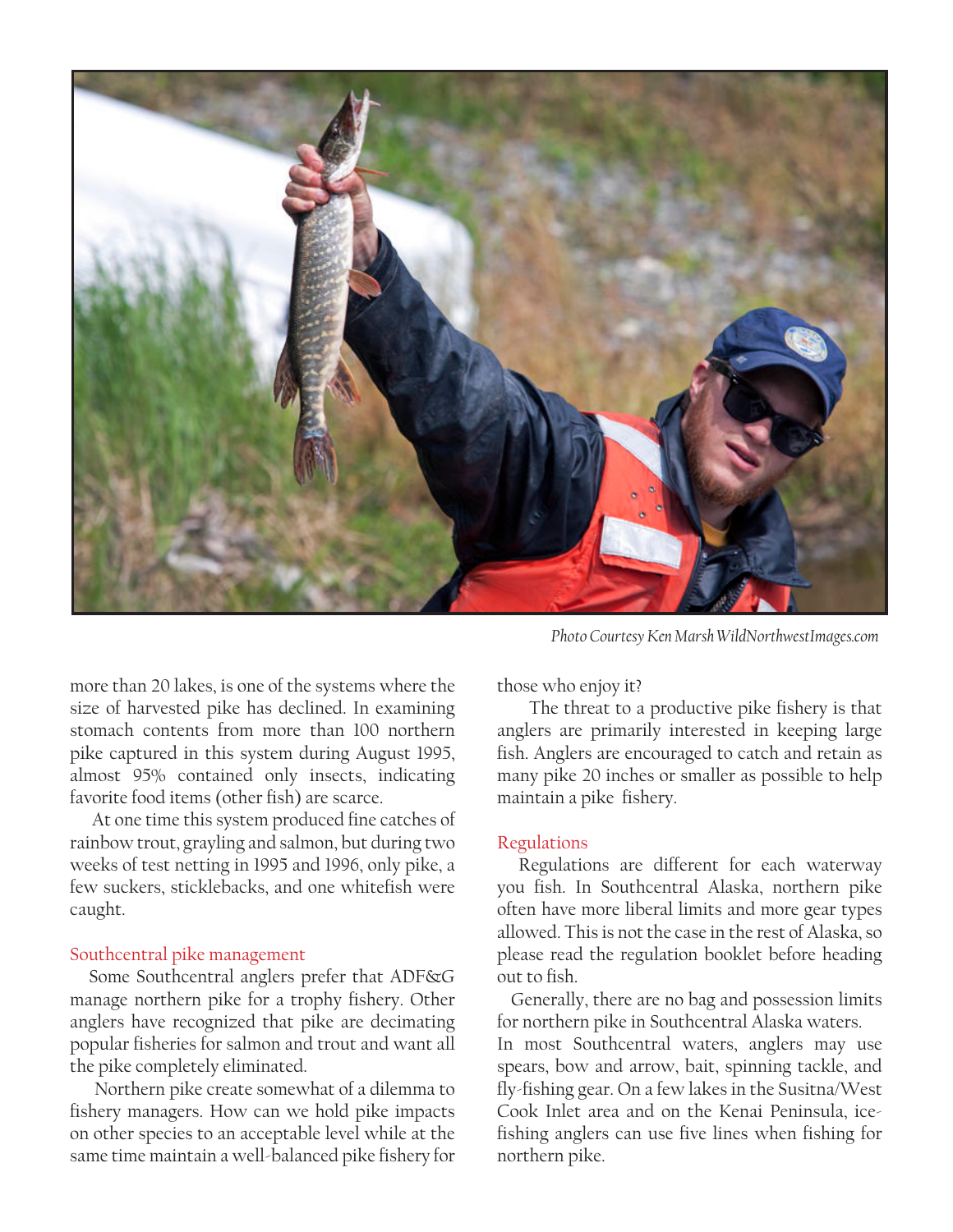Photo Courtesy Ken Marsh WildNorthwestImages.com

more than 20 lakes, is one of the systems where the size of harvested pike has declined. In examining stomach contents from more than 100 northern pike captured in this system during August 1995, almost 95% contained only insects, indicating favorite food items (other fish) are scarce.

At one time this system produced fine catches of rainbow trout, grayling and salmon, but during two weeks of test netting in 1995 and 1996, only pike, a few suckers, sticklebacks, and one whitefish were caught.

## Southcentral pike management

Some Southcentral anglers prefer that ADF&G manage northern pike for a trophy fishery. Other anglers have recognized that pike are decimating popular fisheries for salmon and trout and want all the pike completely eliminated.

Northern pike create somewhat of a dilemma to fishery managers. How can we hold pike impacts on other species to an acceptable level while at the same time maintain a well-balanced pike fishery for those who enjoy it?

The threat to a productive pike fishery is that anglers are primarily interested in keeping large fish. Anglers are encouraged to catch and retain as many pike 20 inches or smaller as possible to help maintain a pike fishery.

## Regulations

Regulations are different for each waterway you fish. In Southcentral Alaska, northern pike often have more liberal limits and more gear types allowed. This is not the case in the rest of Alaska, so please read the regulation booklet before heading out to fish.

Generally, there are no bag and possession limits for northern pike in Southcentral Alaska waters. In most Southcentral waters, anglers may use spears, bow and arrow, bait, spinning tackle, and fly-fishing gear. On a few lakes in the Susitna/West Cook Inlet area and on the Kenai Peninsula, ice-fishing anglers can use five lines when fishing for northern pike.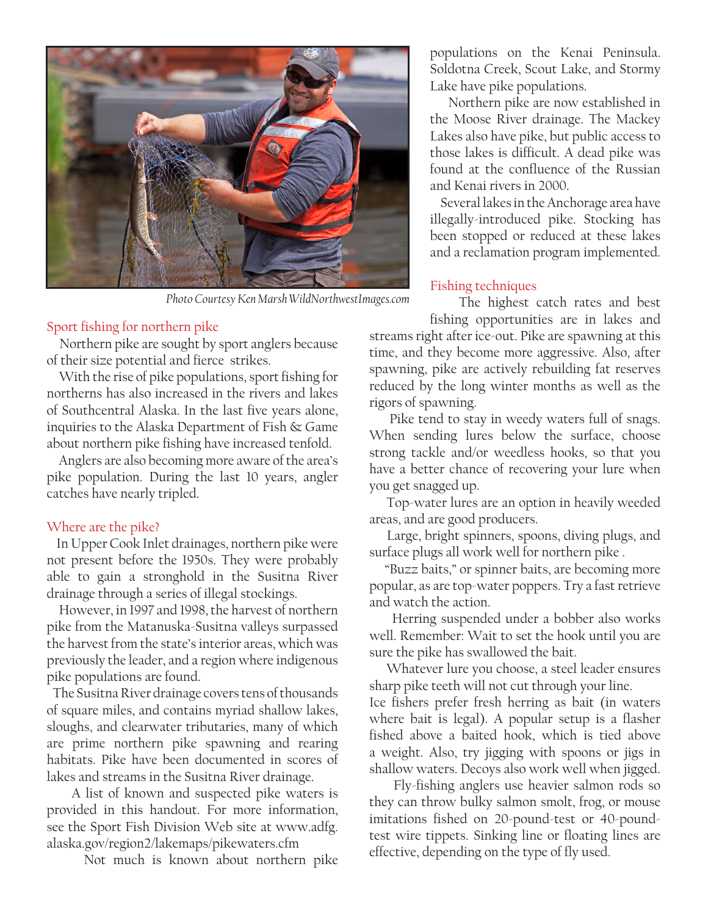Photo Courtesy Ken Marsh WildNorthwestImages.com

## Sport fishing for northern pike

Northern pike are sought by sport anglers because of their size potential and fierce strikes.

With the rise of pike populations, sport fishing for northerns has also increased in the rivers and lakes of Southcentral Alaska. In the last five years alone, inquiries to the Alaska Department of Fish & Game about northern pike fishing have increased tenfold.

Anglers are also becoming more aware of the area's pike population. During the last 10 years, angler catches have nearly tripled.

## Where are the pike?

In Upper Cook Inlet drainages, northern pike were not present before the 1950s. They were probably able to gain a stronghold in the Susitna River drainage through a series of illegal stockings.

However, in 1997 and 1998, the harvest of northern pike from the Matanuska-Susitna valleys surpassed the harvest from the state's interior areas, which was previously the leader, and a region where indigenous pike populations are found.

The Susitna River drainage covers tens of thousands of square miles, and contains myriad shallow lakes, sloughs, and clearwater tributaries, many of which are prime northern pike spawning and rearing habitats. Pike have been documented in scores of lakes and streams in the Susitna River drainage.

A list of known and suspected pike waters is provided in this handout. For more information, see the Sport Fish Division Web site at www.adfg.alaska.gov/region2/lakemaps/pikewaters.cfm

Not much is known about northern pike populations on the Kenai Peninsula. Soldotna Creek, Scout Lake, and Stormy Lake have pike populations.

Northern pike are now established in the Moose River drainage. The Mackey Lakes also have pike, but public access to those lakes is difficult. A dead pike was found at the confluence of the Russian and Kenai rivers in 2000.

Several lakes in the Anchorage area have illegally-introduced pike. Stocking has been stopped or reduced at these lakes and a reclamation program implemented.

## Fishing techniques

The highest catch rates and best fishing opportunities are in lakes and streams right after ice-out. Pike are spawning at this time, and they become more aggressive. Also, after spawning, pike are actively rebuilding fat reserves reduced by the long winter months as well as the rigors of spawning.

Pike tend to stay in weedy waters full of snags. When sending lures below the surface, choose strong tackle and/or weedless hooks, so that you have a better chance of recovering your lure when you get snagged up.

Top-water lures are an option in heavily weeded areas, and are good producers.

Large, bright spinners, spoons, diving plugs, and surface plugs all work well for northern pike .

"Buzz baits," or spinner baits, are becoming more popular, as are top-water poppers. Try a fast retrieve and watch the action.

Herring suspended under a bobber also works well. Remember: Wait to set the hook until you are sure the pike has swallowed the bait.

Whatever lure you choose, a steel leader ensures sharp pike teeth will not cut through your line.

Ice fishers prefer fresh herring as bait (in waters where bait is legal). A popular setup is a flasher fished above a baited hook, which is tied above a weight. Also, try jigging with spoons or jigs in shallow waters. Decoys also work well when jigged.

Fly-fishing anglers use heavier salmon rods so they can throw bulky salmon smolt, frog, or mouse imitations fished on 20-pound-test or 40-pound-test wire tippets. Sinking line or floating lines are effective, depending on the type of fly used.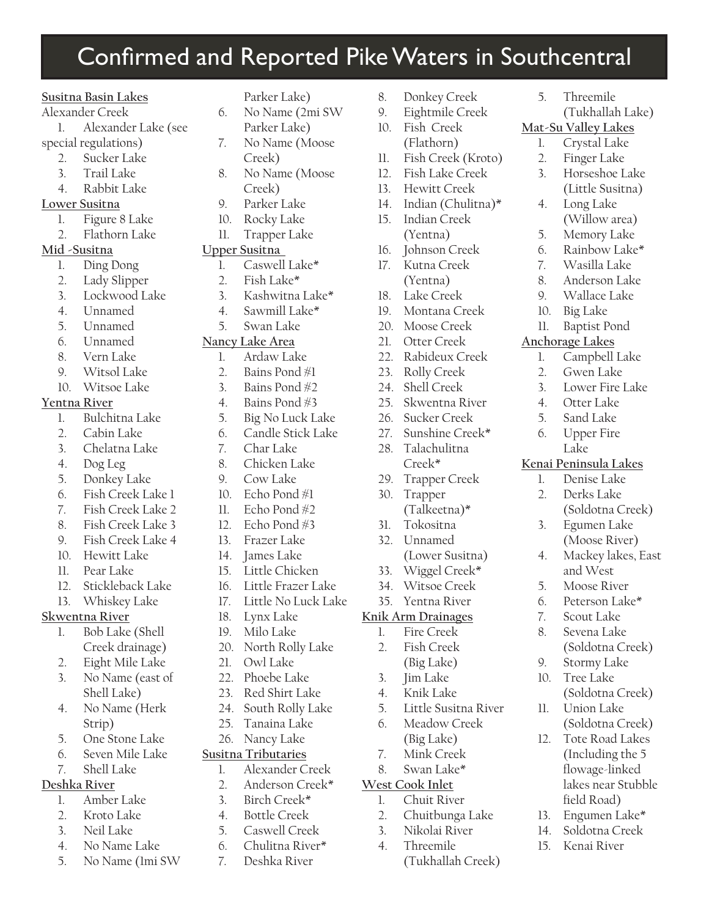# Confirmed and Reported Pike Waters in Southcentral

**Susitna Basin Lakes**

Alexander Creek

1. Alexander Lake (see special regulations)
2. Sucker Lake
3. Trail Lake
4. Rabbit Lake

**Lower Susitna**

1. Figure 8 Lake
2. Flathorn Lake

**Mid -Susitna**

1. Ding Dong
2. Lady Slipper
3. Lockwood Lake
4. Unnamed
5. Unnamed
6. Unnamed
8. Vern Lake
9. Witsol Lake
10. Witsoe Lake

**Yentna River**

1. Bulchitna Lake
2. Cabin Lake
3. Chelatna Lake
4. Dog Leg
5. Donkey Lake
6. Fish Creek Lake 1
7. Fish Creek Lake 2
8. Fish Creek Lake 3
9. Fish Creek Lake 4
10. Hewitt Lake
11. Pear Lake
12. Stickleback Lake
13. Whiskey Lake

**Skwentna River**

1. Bob Lake (Shell Creek drainage)
2. Eight Mile Lake
3. No Name (east of Shell Lake)
4. No Name (Herk Strip)
5. One Stone Lake
6. Seven Mile Lake
7. Shell Lake

**Deshka River**

1. Amber Lake
2. Kroto Lake
3. Neil Lake
4. No Name Lake
5. No Name (1mi SW Parker Lake)
6. No Name (2mi SW Parker Lake)
7. No Name (Moose Creek)
8. No Name (Moose Creek)
9. Parker Lake
10. Rocky Lake
11. Trapper Lake

**Upper Susitna**

1. Caswell Lake*
2. Fish Lake*
3. Kashwitna Lake*
4. Sawmill Lake*
5. Swan Lake

**Nancy Lake Area**

1. Ardaw Lake
2. Bains Pond #1
3. Bains Pond #2
4. Bains Pond #3
5. Big No Luck Lake
6. Candle Stick Lake
7. Char Lake
8. Chicken Lake
9. Cow Lake
10. Echo Pond #1
11. Echo Pond #2
12. Echo Pond #3
13. Frazer Lake
14. James Lake
15. Little Chicken
16. Little Frazer Lake
17. Little No Luck Lake
18. Lynx Lake
19. Milo Lake
20. North Rolly Lake
21. Owl Lake
22. Phoebe Lake
23. Red Shirt Lake
24. South Rolly Lake
25. Tanaina Lake
26. Nancy Lake

**Susitna Tributaries**

1. Alexander Creek
2. Anderson Creek*
3. Birch Creek*
4. Bottle Creek
5. Caswell Creek
6. Chulitna River*
7. Deshka River
8. Donkey Creek
9. Eightmile Creek
10. Fish Creek (Flathorn)
11. Fish Creek (Kroto)
12. Fish Lake Creek
13. Hewitt Creek
14. Indian (Chulitna)*
15. Indian Creek (Yentna)
16. Johnson Creek
17. Kutna Creek (Yentna)
18. Lake Creek
19. Montana Creek
20. Moose Creek
21. Otter Creek
22. Rabideux Creek
23. Rolly Creek
24. Shell Creek
25. Skwentna River
26. Sucker Creek
27. Sunshine Creek*
28. Talachulitna Creek*
29. Trapper Creek
30. Trapper (Talkeetna)*
31. Tokositna
32. Unnamed (Lower Susitna)
33. Wiggel Creek*
34. Witsoe Creek
35. Yentna River

**Knik Arm Drainages**

1. Fire Creek
2. Fish Creek (Big Lake)
3. Jim Lake
4. Knik Lake
5. Little Susitna River
6. Meadow Creek (Big Lake)
7. Mink Creek
8. Swan Lake*

**West Cook Inlet**

1. Chuit River
2. Chuitbunga Lake
3. Nikolai River
4. Threemile (Tukhallah Creek)
5. Threemile (Tukhallah Lake)

**Mat-Su Valley Lakes**

1. Crystal Lake
2. Finger Lake
3. Horseshoe Lake (Little Susitna)
4. Long Lake (Willow area)
5. Memory Lake
6. Rainbow Lake*
7. Wasilla Lake
8. Anderson Lake
9. Wallace Lake
10. Big Lake
11. Baptist Pond

**Anchorage Lakes**

1. Campbell Lake
2. Gwen Lake
3. Lower Fire Lake
4. Otter Lake
5. Sand Lake
6. Upper Fire Lake

**Kenai Peninsula Lakes**

1. Denise Lake
2. Derks Lake (Soldotna Creek)
3. Egumen Lake (Moose River)
4. Mackey lakes, East and West
5. Moose River
6. Peterson Lake*
7. Scout Lake
8. Sevena Lake (Soldotna Creek)
9. Stormy Lake
10. Tree Lake (Soldotna Creek)
11. Union Lake (Soldotna Creek)
12. Tote Road Lakes (Including the 5 flowage-linked lakes near Stubble field Road)
13. Engumen Lake*
14. Soldotna Creek
15. Kenai River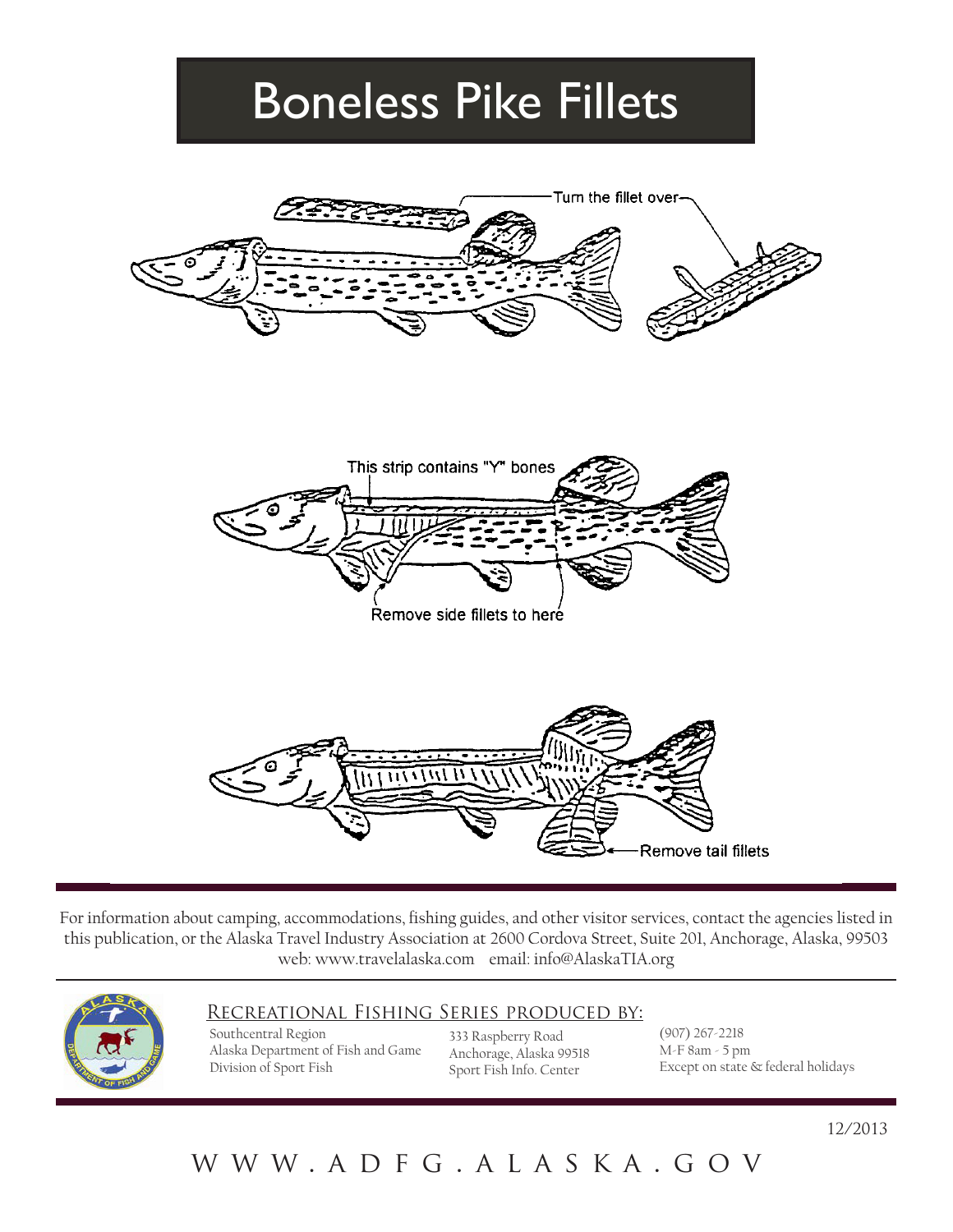# Boneless Pike Fillets

Turn the fillet over

This strip contains "Y" bones

Remove side fillets to here

Remove tail fillets

For information about camping, accommodations, fishing guides, and other visitor services, contact the agencies listed in this publication, or the Alaska Travel Industry Association at 2600 Cordova Street, Suite 201, Anchorage, Alaska, 99503 web: www.travelalaska.com email: info@AlaskaTIA.org

RECREATIONAL FISHING SERIES PRODUCED BY:

Southcentral Region
Alaska Department of Fish and Game
Division of Sport Fish

333 Raspberry Road
Anchorage, Alaska 99518
Sport Fish Info. Center

(907) 267-2218
M-F 8am - 5 pm
Except on state & federal holidays

12/2013

WWW.ADFG.ALASKA.GOV